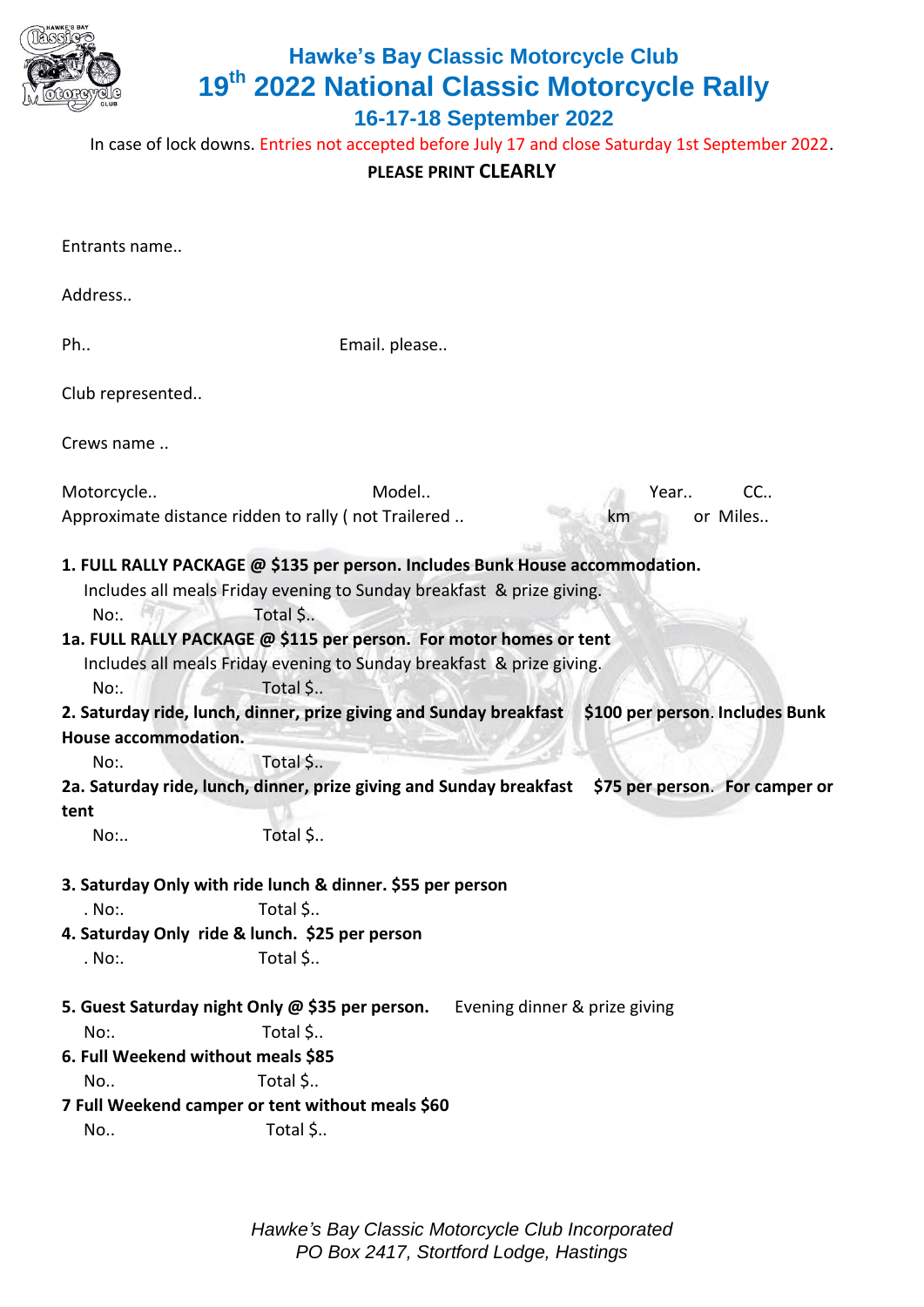# Hawke's Bay Classic Motorcycle Club

## 19th 2022 National Classic Motorcycle Rally

### 16-17-18 September 2022

In case of lock downs. Entries not accepted before July 17 and close Saturday 1st September 2022.

**PLEASE PRINT CLEARLY**

Entrants name..

Address..

Ph.. Email. please..

Club represented..

Crews name ..

Motorcycle.. Model.. Year.. CC..

Approximate distance ridden to rally ( not Trailered .. km or Miles..

**1. FULL RALLY PACKAGE @ $135 per person. Includes Bunk House accommodation.**
Includes all meals Friday evening to Sunday breakfast & prize giving.
No:. Total $..

**1a. FULL RALLY PACKAGE @ $115 per person. For motor homes or tent**
Includes all meals Friday evening to Sunday breakfast & prize giving.
No:. Total $..

**2. Saturday ride, lunch, dinner, prize giving and Sunday breakfast $100 per person. Includes Bunk House accommodation.**
No:. Total $..

**2a. Saturday ride, lunch, dinner, prize giving and Sunday breakfast $75 per person. For camper or tent**
No:.. Total $..

**3. Saturday Only with ride lunch & dinner. $55 per person**
. No:. Total $..

**4. Saturday Only ride & lunch. $25 per person**
. No:. Total $..

**5. Guest Saturday night Only @ $35 per person.** Evening dinner & prize giving
No:. Total $..

**6. Full Weekend without meals $85**
No.. Total $..

**7 Full Weekend camper or tent without meals $60**
No.. Total $..

*Hawke's Bay Classic Motorcycle Club Incorporated*
*PO Box 2417, Stortford Lodge, Hastings*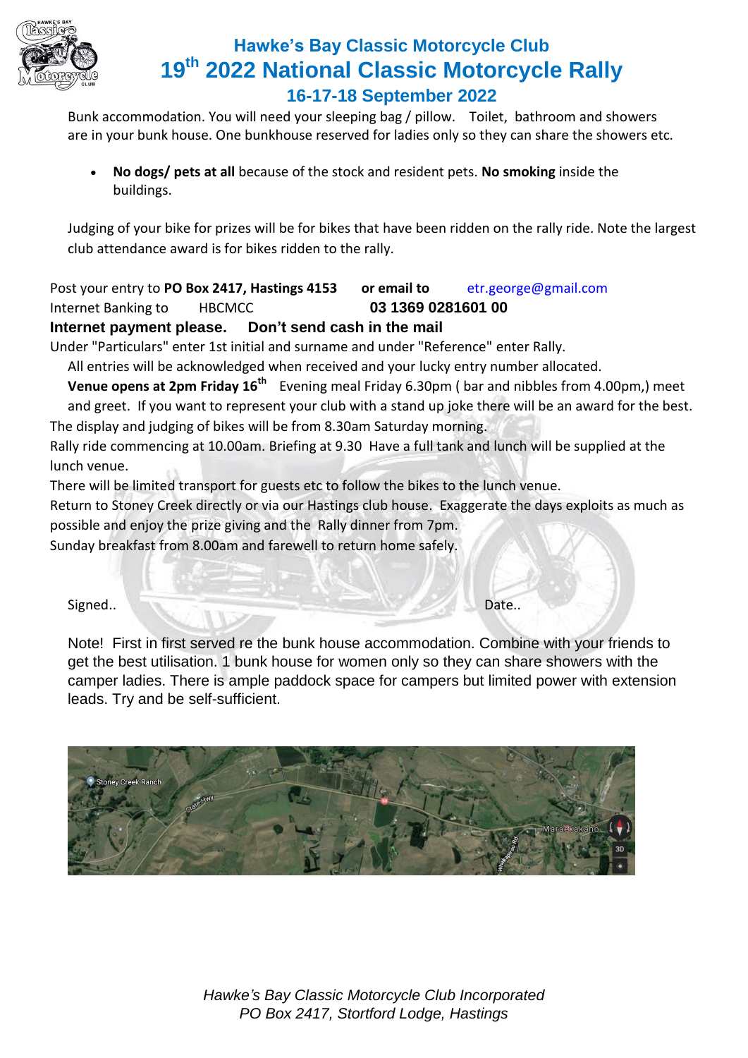## Hawke's Bay Classic Motorcycle Club
# 19th 2022 National Classic Motorcycle Rally
### 16-17-18 September 2022

Bunk accommodation. You will need your sleeping bag / pillow. Toilet, bathroom and showers are in your bunk house. One bunkhouse reserved for ladies only so they can share the showers etc.

- **No dogs/ pets at all** because of the stock and resident pets. **No smoking** inside the buildings.

Judging of your bike for prizes will be for bikes that have been ridden on the rally ride. Note the largest club attendance award is for bikes ridden to the rally.

Post your entry to **PO Box 2417, Hastings 4153** **or email to** etr.george@gmail.com
Internet Banking to HBCMCC **03 1369 0281601 00**

**Internet payment please. Don't send cash in the mail**

Under "Particulars" enter 1st initial and surname and under "Reference" enter Rally.

All entries will be acknowledged when received and your lucky entry number allocated.

**Venue opens at 2pm Friday 16th** Evening meal Friday 6.30pm ( bar and nibbles from 4.00pm,) meet and greet. If you want to represent your club with a stand up joke there will be an award for the best.

The display and judging of bikes will be from 8.30am Saturday morning.

Rally ride commencing at 10.00am. Briefing at 9.30 Have a full tank and lunch will be supplied at the lunch venue.

There will be limited transport for guests etc to follow the bikes to the lunch venue.

Return to Stoney Creek directly or via our Hastings club house. Exaggerate the days exploits as much as possible and enjoy the prize giving and the Rally dinner from 7pm.

Sunday breakfast from 8.00am and farewell to return home safely.

Signed.. Date..

Note! First in first served re the bunk house accommodation. Combine with your friends to get the best utilisation. 1 bunk house for women only so they can share showers with the camper ladies. There is ample paddock space for campers but limited power with extension leads. Try and be self-sufficient.

Stoney Creek Ranch
State Hwy
50
Maraekakaho
Whakapirau Rd
3D

*Hawke's Bay Classic Motorcycle Club Incorporated*
*PO Box 2417, Stortford Lodge, Hastings*